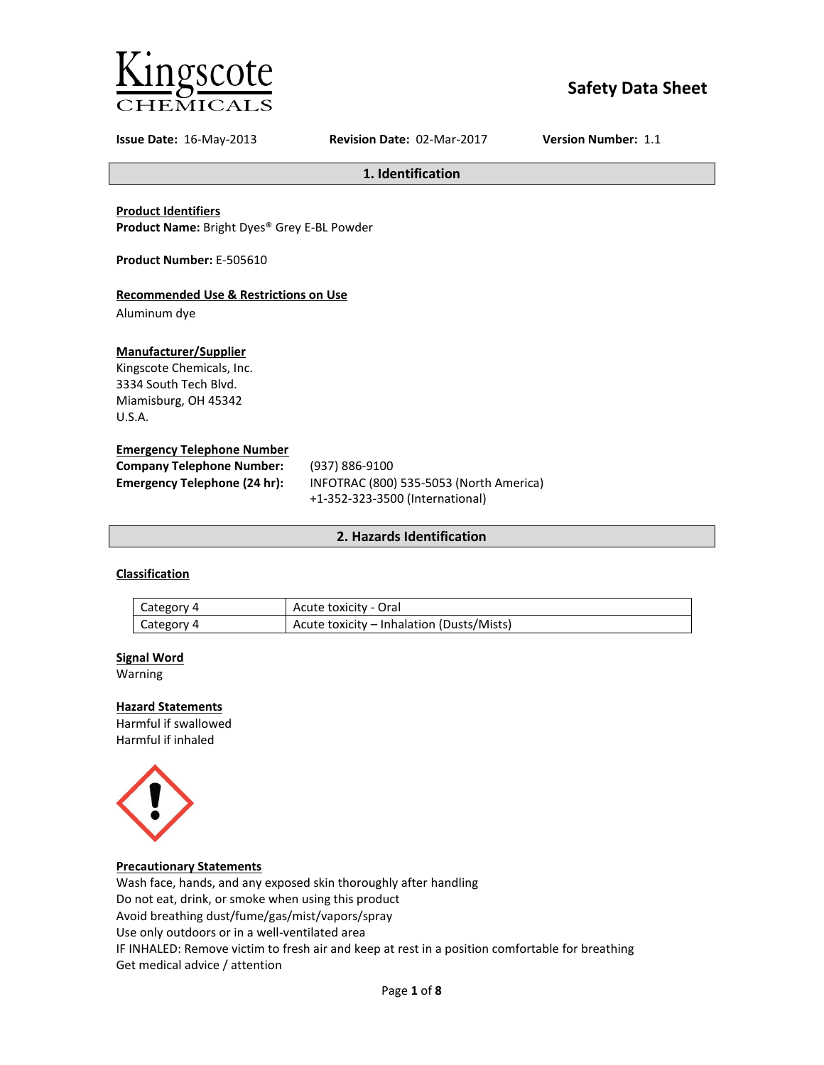Kingscote CHEMICALS

# Safety Data Sheet

**Issue Date:** 16-May-2013 **Revision Date:** 02-Mar-2017 **Version Number:** 1.1

## 1. Identification

**Product Identifiers**
**Product Name:** Bright Dyes® Grey E-BL Powder

**Product Number:** E-505610

**Recommended Use & Restrictions on Use**
Aluminum dye

**Manufacturer/Supplier**
Kingscote Chemicals, Inc.
3334 South Tech Blvd.
Miamisburg, OH 45342
U.S.A.

**Emergency Telephone Number**
**Company Telephone Number:** (937) 886-9100
**Emergency Telephone (24 hr):** INFOTRAC (800) 535-5053 (North America)
+1-352-323-3500 (International)

## 2. Hazards Identification

**Classification**

| | |
|---|---|
| Category 4 | Acute toxicity - Oral |
| Category 4 | Acute toxicity – Inhalation (Dusts/Mists) |

**Signal Word**
Warning

**Hazard Statements**
Harmful if swallowed
Harmful if inhaled

**Precautionary Statements**
Wash face, hands, and any exposed skin thoroughly after handling
Do not eat, drink, or smoke when using this product
Avoid breathing dust/fume/gas/mist/vapors/spray
Use only outdoors or in a well-ventilated area
IF INHALED: Remove victim to fresh air and keep at rest in a position comfortable for breathing
Get medical advice / attention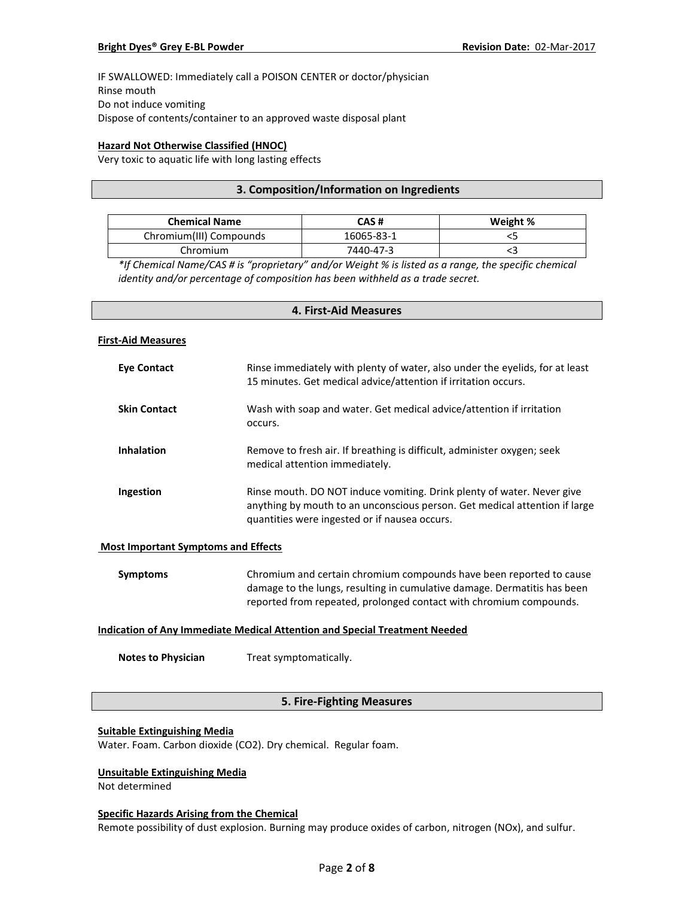IF SWALLOWED: Immediately call a POISON CENTER or doctor/physician
Rinse mouth
Do not induce vomiting
Dispose of contents/container to an approved waste disposal plant

**Hazard Not Otherwise Classified (HNOC)**

Very toxic to aquatic life with long lasting effects

## 3. Composition/Information on Ingredients

| Chemical Name | CAS # | Weight % |
|---|---|---|
| Chromium(III) Compounds | 16065-83-1 | <5 |
| Chromium | 7440-47-3 | <3 |

*\*If Chemical Name/CAS # is "proprietary" and/or Weight % is listed as a range, the specific chemical identity and/or percentage of composition has been withheld as a trade secret.*

## 4. First-Aid Measures

**First-Aid Measures**

**Eye Contact** Rinse immediately with plenty of water, also under the eyelids, for at least 15 minutes. Get medical advice/attention if irritation occurs.

**Skin Contact** Wash with soap and water. Get medical advice/attention if irritation occurs.

**Inhalation** Remove to fresh air. If breathing is difficult, administer oxygen; seek medical attention immediately.

**Ingestion** Rinse mouth. DO NOT induce vomiting. Drink plenty of water. Never give anything by mouth to an unconscious person. Get medical attention if large quantities were ingested or if nausea occurs.

**Most Important Symptoms and Effects**

**Symptoms** Chromium and certain chromium compounds have been reported to cause damage to the lungs, resulting in cumulative damage. Dermatitis has been reported from repeated, prolonged contact with chromium compounds.

**Indication of Any Immediate Medical Attention and Special Treatment Needed**

**Notes to Physician** Treat symptomatically.

## 5. Fire-Fighting Measures

**Suitable Extinguishing Media**

Water. Foam. Carbon dioxide ($CO_2$). Dry chemical. Regular foam.

**Unsuitable Extinguishing Media**

Not determined

**Specific Hazards Arising from the Chemical**

Remote possibility of dust explosion. Burning may produce oxides of carbon, nitrogen ($NO_x$), and sulfur.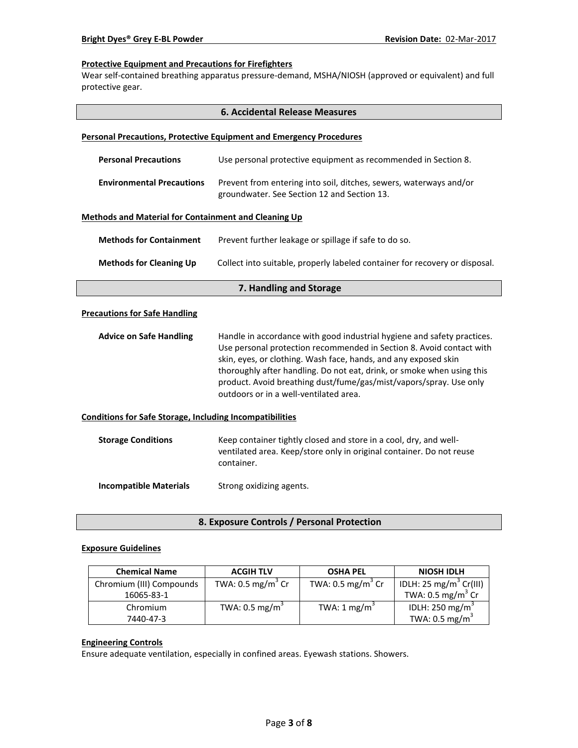### Protective Equipment and Precautions for Firefighters

Wear self-contained breathing apparatus pressure-demand, MSHA/NIOSH (approved or equivalent) and full protective gear.

## 6. Accidental Release Measures

### Personal Precautions, Protective Equipment and Emergency Procedures

**Personal Precautions** Use personal protective equipment as recommended in Section 8.

**Environmental Precautions** Prevent from entering into soil, ditches, sewers, waterways and/or groundwater. See Section 12 and Section 13.

### Methods and Material for Containment and Cleaning Up

**Methods for Containment** Prevent further leakage or spillage if safe to do so.

**Methods for Cleaning Up** Collect into suitable, properly labeled container for recovery or disposal.

## 7. Handling and Storage

### Precautions for Safe Handling

**Advice on Safe Handling** Handle in accordance with good industrial hygiene and safety practices. Use personal protection recommended in Section 8. Avoid contact with skin, eyes, or clothing. Wash face, hands, and any exposed skin thoroughly after handling. Do not eat, drink, or smoke when using this product. Avoid breathing dust/fume/gas/mist/vapors/spray. Use only outdoors or in a well-ventilated area.

### Conditions for Safe Storage, Including Incompatibilities

**Storage Conditions** Keep container tightly closed and store in a cool, dry, and well-ventilated area. Keep/store only in original container. Do not reuse container.

**Incompatible Materials** Strong oxidizing agents.

## 8. Exposure Controls / Personal Protection

### Exposure Guidelines

| Chemical Name | ACGIH TLV | OSHA PEL | NIOSH IDLH |
|---|---|---|---|
| Chromium (III) Compounds 16065-83-1 | TWA: 0.5 mg/m$^3$ Cr | TWA: 0.5 mg/m$^3$ Cr | IDLH: 25 mg/m$^3$ Cr(III) TWA: 0.5 mg/m$^3$ Cr |
| Chromium 7440-47-3 | TWA: 0.5 mg/m$^3$ | TWA: 1 mg/m$^3$ | IDLH: 250 mg/m$^3$ TWA: 0.5 mg/m$^3$ |

### Engineering Controls

Ensure adequate ventilation, especially in confined areas. Eyewash stations. Showers.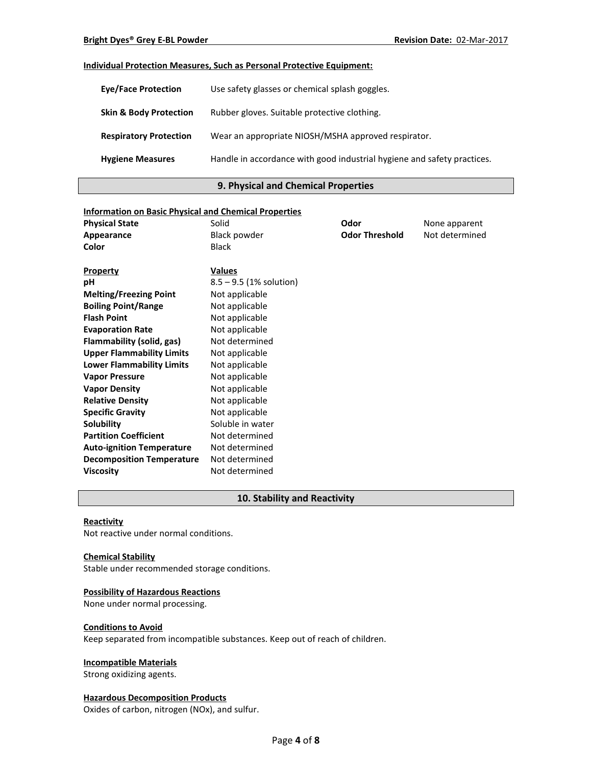**Individual Protection Measures, Such as Personal Protective Equipment:**

| | |
|---|---|
| **Eye/Face Protection** | Use safety glasses or chemical splash goggles. |
| **Skin & Body Protection** | Rubber gloves. Suitable protective clothing. |
| **Respiratory Protection** | Wear an appropriate NIOSH/MSHA approved respirator. |
| **Hygiene Measures** | Handle in accordance with good industrial hygiene and safety practices. |

## 9. Physical and Chemical Properties

**Information on Basic Physical and Chemical Properties**

| | | | |
|---|---|---|---|
| **Physical State** | Solid | **Odor** | None apparent |
| **Appearance** | Black powder | **Odor Threshold** | Not determined |
| **Color** | Black | | |

| **Property** | **Values** |
|---|---|
| **pH** | 8.5 – 9.5 (1% solution) |
| **Melting/Freezing Point** | Not applicable |
| **Boiling Point/Range** | Not applicable |
| **Flash Point** | Not applicable |
| **Evaporation Rate** | Not applicable |
| **Flammability (solid, gas)** | Not determined |
| **Upper Flammability Limits** | Not applicable |
| **Lower Flammability Limits** | Not applicable |
| **Vapor Pressure** | Not applicable |
| **Vapor Density** | Not applicable |
| **Relative Density** | Not applicable |
| **Specific Gravity** | Not applicable |
| **Solubility** | Soluble in water |
| **Partition Coefficient** | Not determined |
| **Auto-ignition Temperature** | Not determined |
| **Decomposition Temperature** | Not determined |
| **Viscosity** | Not determined |

## 10. Stability and Reactivity

**Reactivity**
Not reactive under normal conditions.

**Chemical Stability**
Stable under recommended storage conditions.

**Possibility of Hazardous Reactions**
None under normal processing.

**Conditions to Avoid**
Keep separated from incompatible substances. Keep out of reach of children.

**Incompatible Materials**
Strong oxidizing agents.

**Hazardous Decomposition Products**
Oxides of carbon, nitrogen (NOx), and sulfur.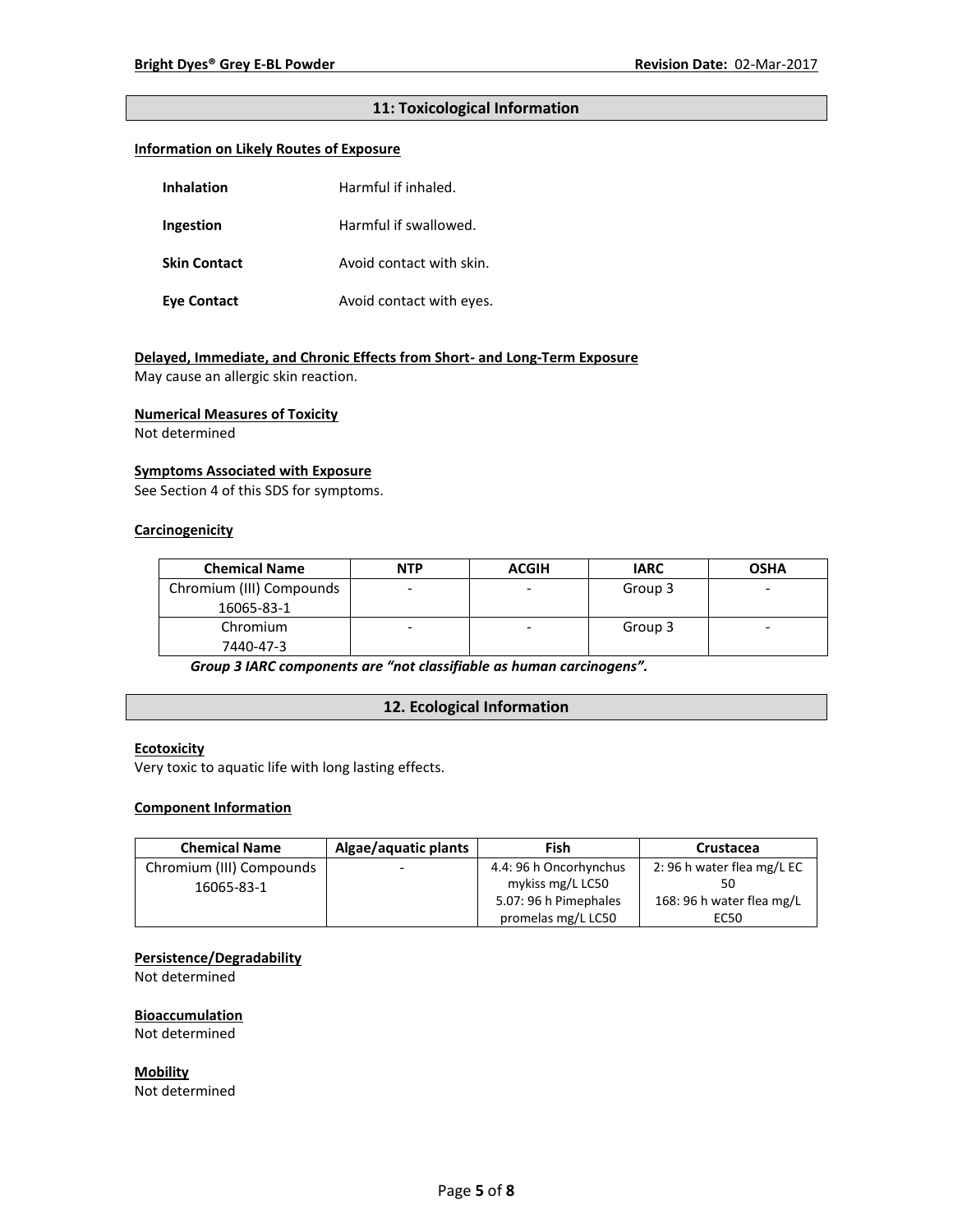## 11: Toxicological Information

**Information on Likely Routes of Exposure**

| | |
|---|---|
| **Inhalation** | Harmful if inhaled. |
| **Ingestion** | Harmful if swallowed. |
| **Skin Contact** | Avoid contact with skin. |
| **Eye Contact** | Avoid contact with eyes. |

**Delayed, Immediate, and Chronic Effects from Short- and Long-Term Exposure**
May cause an allergic skin reaction.

**Numerical Measures of Toxicity**
Not determined

**Symptoms Associated with Exposure**
See Section 4 of this SDS for symptoms.

**Carcinogenicity**

| Chemical Name | NTP | ACGIH | IARC | OSHA |
|---|---|---|---|---|
| Chromium (III) Compounds 16065-83-1 | - | - | Group 3 | - |
| Chromium 7440-47-3 | - | - | Group 3 | - |

***Group 3 IARC components are "not classifiable as human carcinogens".***

## 12. Ecological Information

**Ecotoxicity**
Very toxic to aquatic life with long lasting effects.

**Component Information**

| Chemical Name | Algae/aquatic plants | Fish | Crustacea |
|---|---|---|---|
| Chromium (III) Compounds 16065-83-1 | - | 4.4: 96 h Oncorhynchus mykiss mg/L LC50<br>5.07: 96 h Pimephales promelas mg/L LC50 | 2: 96 h water flea mg/L EC 50<br>168: 96 h water flea mg/L EC50 |

**Persistence/Degradability**
Not determined

**Bioaccumulation**
Not determined

**Mobility**
Not determined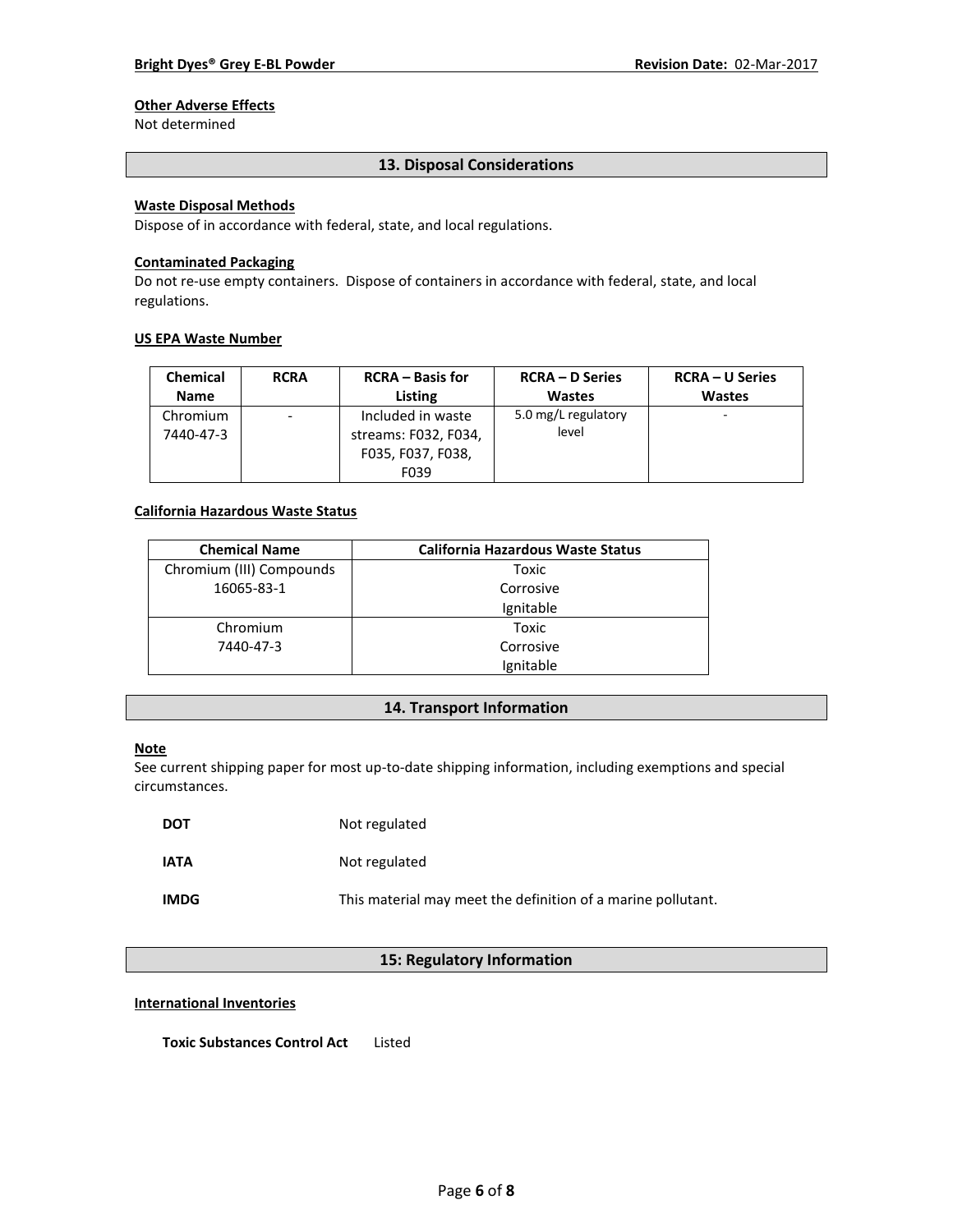**Other Adverse Effects**
Not determined

## 13. Disposal Considerations

**Waste Disposal Methods**
Dispose of in accordance with federal, state, and local regulations.

**Contaminated Packaging**
Do not re-use empty containers. Dispose of containers in accordance with federal, state, and local regulations.

**US EPA Waste Number**

| Chemical Name | RCRA | RCRA – Basis for Listing | RCRA – D Series Wastes | RCRA – U Series Wastes |
|---|---|---|---|---|
| Chromium 7440-47-3 | - | Included in waste streams: F032, F034, F035, F037, F038, F039 | 5.0 mg/L regulatory level | - |

**California Hazardous Waste Status**

| Chemical Name | California Hazardous Waste Status |
|---|---|
| Chromium (III) Compounds 16065-83-1 | Toxic<br>Corrosive<br>Ignitable |
| Chromium 7440-47-3 | Toxic<br>Corrosive<br>Ignitable |

## 14. Transport Information

**Note**
See current shipping paper for most up-to-date shipping information, including exemptions and special circumstances.

**DOT** Not regulated

**IATA** Not regulated

**IMDG** This material may meet the definition of a marine pollutant.

## 15: Regulatory Information

**International Inventories**

**Toxic Substances Control Act** Listed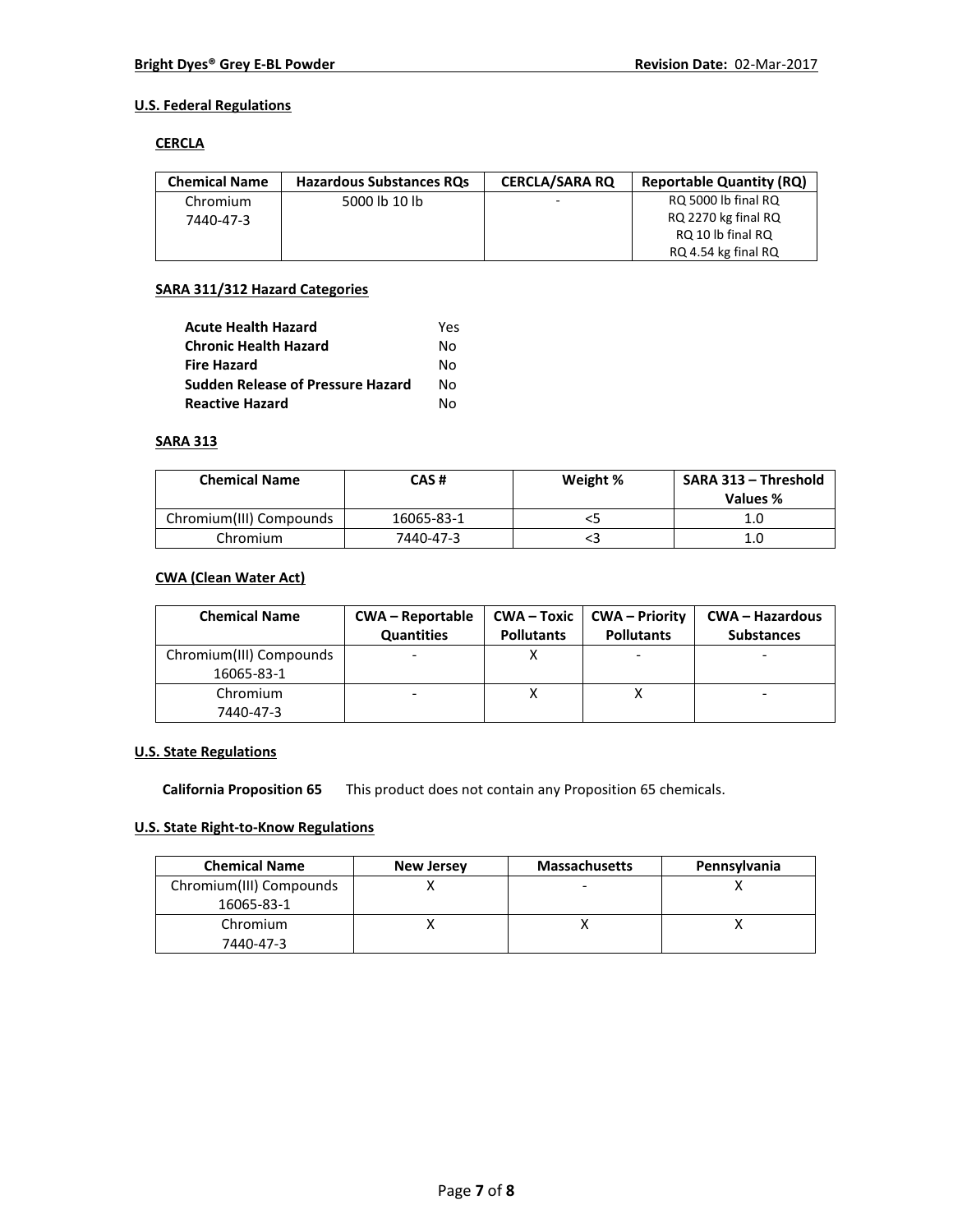## U.S. Federal Regulations

### CERCLA

| Chemical Name | Hazardous Substances RQs | CERCLA/SARA RQ | Reportable Quantity (RQ) |
|---|---|---|---|
| Chromium 7440-47-3 | 5000 lb 10 lb | - | RQ 5000 lb final RQ RQ 2270 kg final RQ RQ 10 lb final RQ RQ 4.54 kg final RQ |

### SARA 311/312 Hazard Categories

| | |
|---|---|
| **Acute Health Hazard** | Yes |
| **Chronic Health Hazard** | No |
| **Fire Hazard** | No |
| **Sudden Release of Pressure Hazard** | No |
| **Reactive Hazard** | No |

### SARA 313

| Chemical Name | CAS # | Weight % | SARA 313 – Threshold Values % |
|---|---|---|---|
| Chromium(III) Compounds | 16065-83-1 | <5 | 1.0 |
| Chromium | 7440-47-3 | <3 | 1.0 |

### CWA (Clean Water Act)

| Chemical Name | CWA – Reportable Quantities | CWA – Toxic Pollutants | CWA – Priority Pollutants | CWA – Hazardous Substances |
|---|---|---|---|---|
| Chromium(III) Compounds 16065-83-1 | - | X | - | - |
| Chromium 7440-47-3 | - | X | X | - |

## U.S. State Regulations

**California Proposition 65** This product does not contain any Proposition 65 chemicals.

## U.S. State Right-to-Know Regulations

| Chemical Name | New Jersey | Massachusetts | Pennsylvania |
|---|---|---|---|
| Chromium(III) Compounds 16065-83-1 | X | - | X |
| Chromium 7440-47-3 | X | X | X |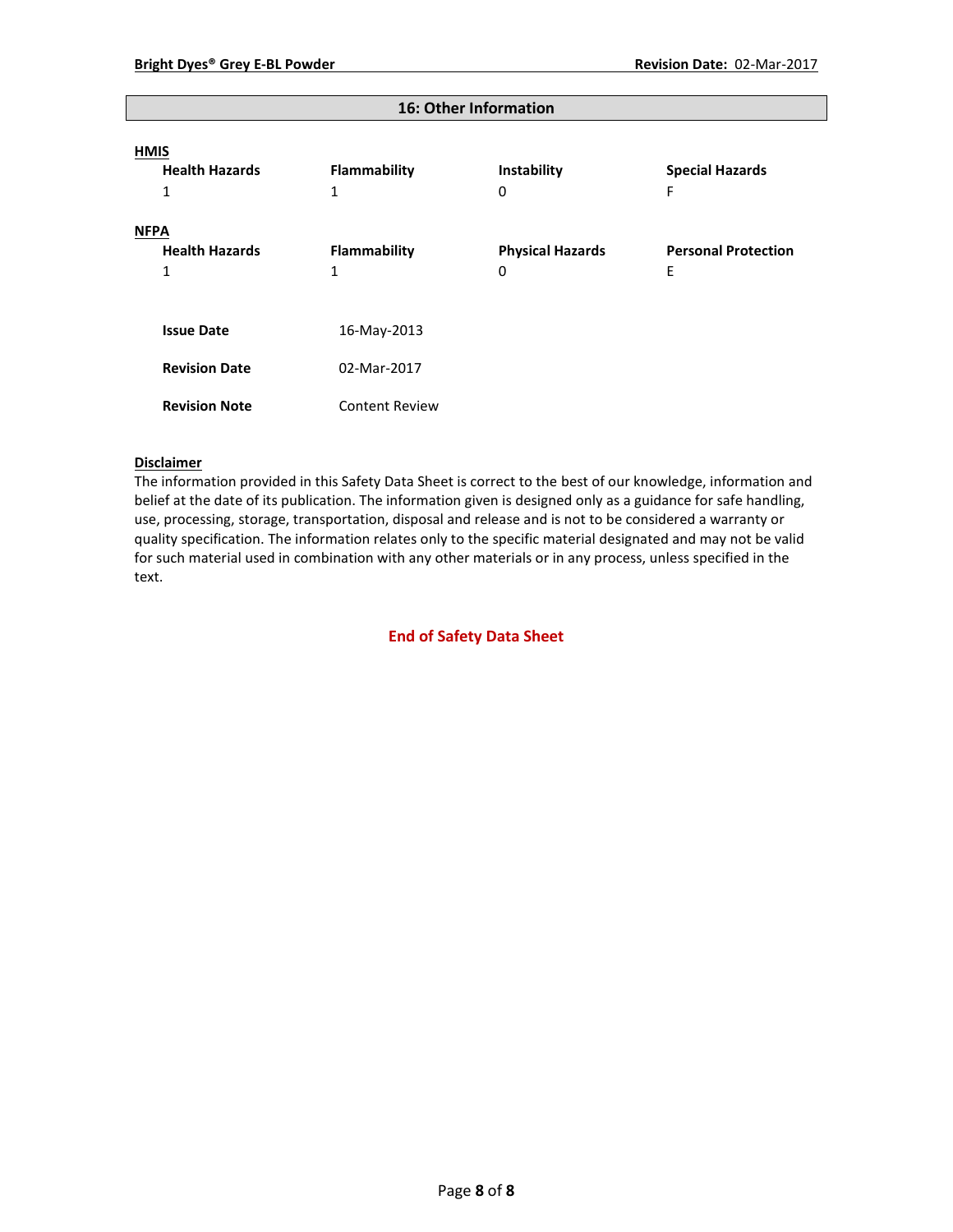## 16: Other Information

**HMIS**

| Health Hazards | Flammability | Instability | Special Hazards |
|---|---|---|---|
| 1 | 1 | 0 | F |

**NFPA**

| Health Hazards | Flammability | Physical Hazards | Personal Protection |
|---|---|---|---|
| 1 | 1 | 0 | E |

| | |
|---|---|
| **Issue Date** | 16-May-2013 |
| **Revision Date** | 02-Mar-2017 |
| **Revision Note** | Content Review |

**Disclaimer**

The information provided in this Safety Data Sheet is correct to the best of our knowledge, information and belief at the date of its publication. The information given is designed only as a guidance for safe handling, use, processing, storage, transportation, disposal and release and is not to be considered a warranty or quality specification. The information relates only to the specific material designated and may not be valid for such material used in combination with any other materials or in any process, unless specified in the text.

**End of Safety Data Sheet**